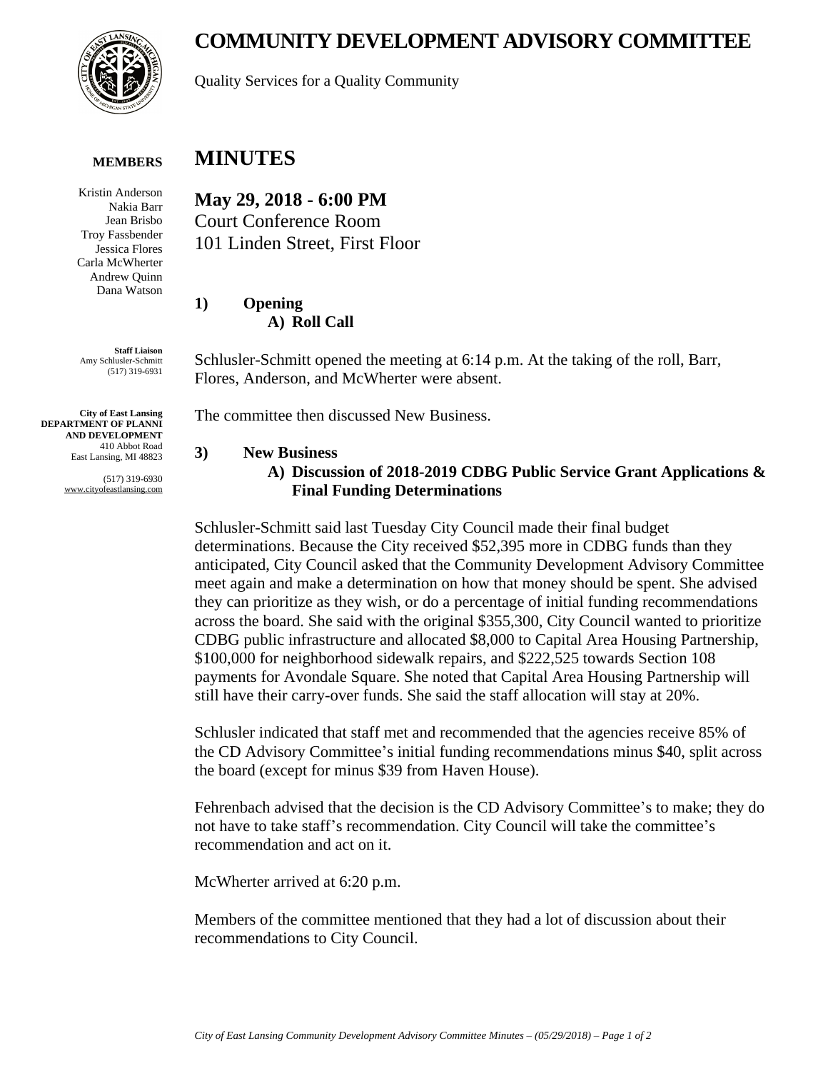# COMMUNITY DEVELOPMENT ADVISORY COMMITTEE

Quality Services for a Quality Community

**MEMBERS**

Kristin Anderson
Nakia Barr
Jean Brisbo
Troy Fassbender
Jessica Flores
Carla McWherter
Andrew Quinn
Dana Watson

**Staff Liaison**
Amy Schlusler-Schmitt
(517) 319-6931

**City of East Lansing**
**DEPARTMENT OF PLANNI AND DEVELOPMENT**
410 Abbot Road
East Lansing, MI 48823

(517) 319-6930
www.cityofeastlansing.com

# MINUTES

**May 29, 2018 - 6:00 PM**
Court Conference Room
101 Linden Street, First Floor

## 1) Opening

### A) Roll Call

Schlusler-Schmitt opened the meeting at 6:14 p.m. At the taking of the roll, Barr, Flores, Anderson, and McWherter were absent.

The committee then discussed New Business.

## 3) New Business

### A) Discussion of 2018-2019 CDBG Public Service Grant Applications & Final Funding Determinations

Schlusler-Schmitt said last Tuesday City Council made their final budget determinations. Because the City received $52,395 more in CDBG funds than they anticipated, City Council asked that the Community Development Advisory Committee meet again and make a determination on how that money should be spent. She advised they can prioritize as they wish, or do a percentage of initial funding recommendations across the board. She said with the original $355,300, City Council wanted to prioritize CDBG public infrastructure and allocated $8,000 to Capital Area Housing Partnership, $100,000 for neighborhood sidewalk repairs, and $222,525 towards Section 108 payments for Avondale Square. She noted that Capital Area Housing Partnership will still have their carry-over funds. She said the staff allocation will stay at 20%.

Schlusler indicated that staff met and recommended that the agencies receive 85% of the CD Advisory Committee's initial funding recommendations minus $40, split across the board (except for minus $39 from Haven House).

Fehrenbach advised that the decision is the CD Advisory Committee's to make; they do not have to take staff's recommendation. City Council will take the committee's recommendation and act on it.

McWherter arrived at 6:20 p.m.

Members of the committee mentioned that they had a lot of discussion about their recommendations to City Council.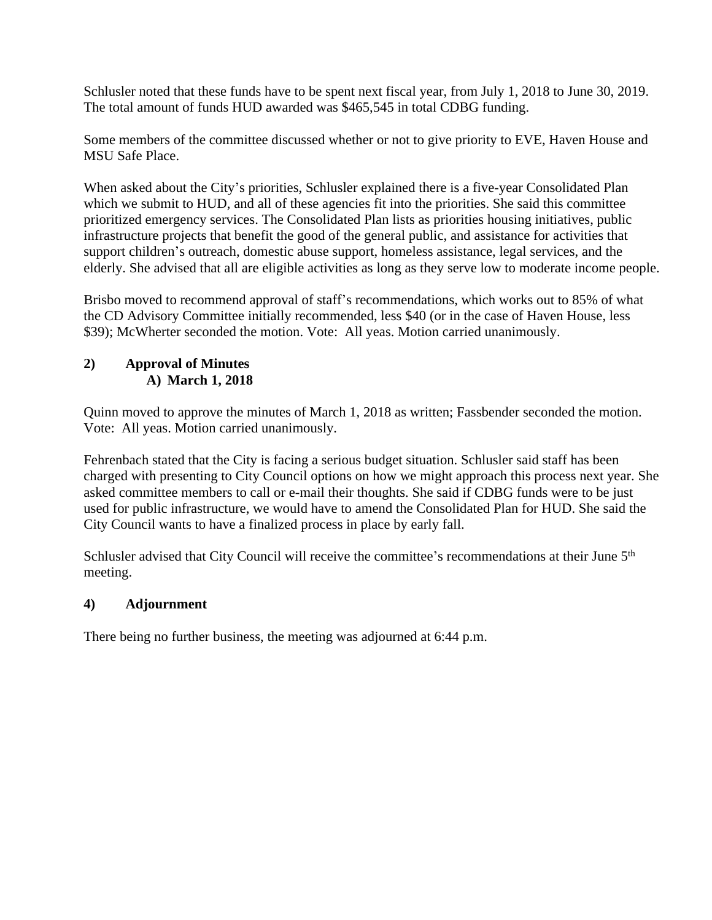Schlusler noted that these funds have to be spent next fiscal year, from July 1, 2018 to June 30, 2019. The total amount of funds HUD awarded was $465,545 in total CDBG funding.

Some members of the committee discussed whether or not to give priority to EVE, Haven House and MSU Safe Place.

When asked about the City's priorities, Schlusler explained there is a five-year Consolidated Plan which we submit to HUD, and all of these agencies fit into the priorities. She said this committee prioritized emergency services. The Consolidated Plan lists as priorities housing initiatives, public infrastructure projects that benefit the good of the general public, and assistance for activities that support children's outreach, domestic abuse support, homeless assistance, legal services, and the elderly. She advised that all are eligible activities as long as they serve low to moderate income people.

Brisbo moved to recommend approval of staff's recommendations, which works out to 85% of what the CD Advisory Committee initially recommended, less $40 (or in the case of Haven House, less $39); McWherter seconded the motion. Vote: All yeas. Motion carried unanimously.

**2) Approval of Minutes**

**A) March 1, 2018**

Quinn moved to approve the minutes of March 1, 2018 as written; Fassbender seconded the motion. Vote: All yeas. Motion carried unanimously.

Fehrenbach stated that the City is facing a serious budget situation. Schlusler said staff has been charged with presenting to City Council options on how we might approach this process next year. She asked committee members to call or e-mail their thoughts. She said if CDBG funds were to be just used for public infrastructure, we would have to amend the Consolidated Plan for HUD. She said the City Council wants to have a finalized process in place by early fall.

Schlusler advised that City Council will receive the committee's recommendations at their June 5th meeting.

**4) Adjournment**

There being no further business, the meeting was adjourned at 6:44 p.m.